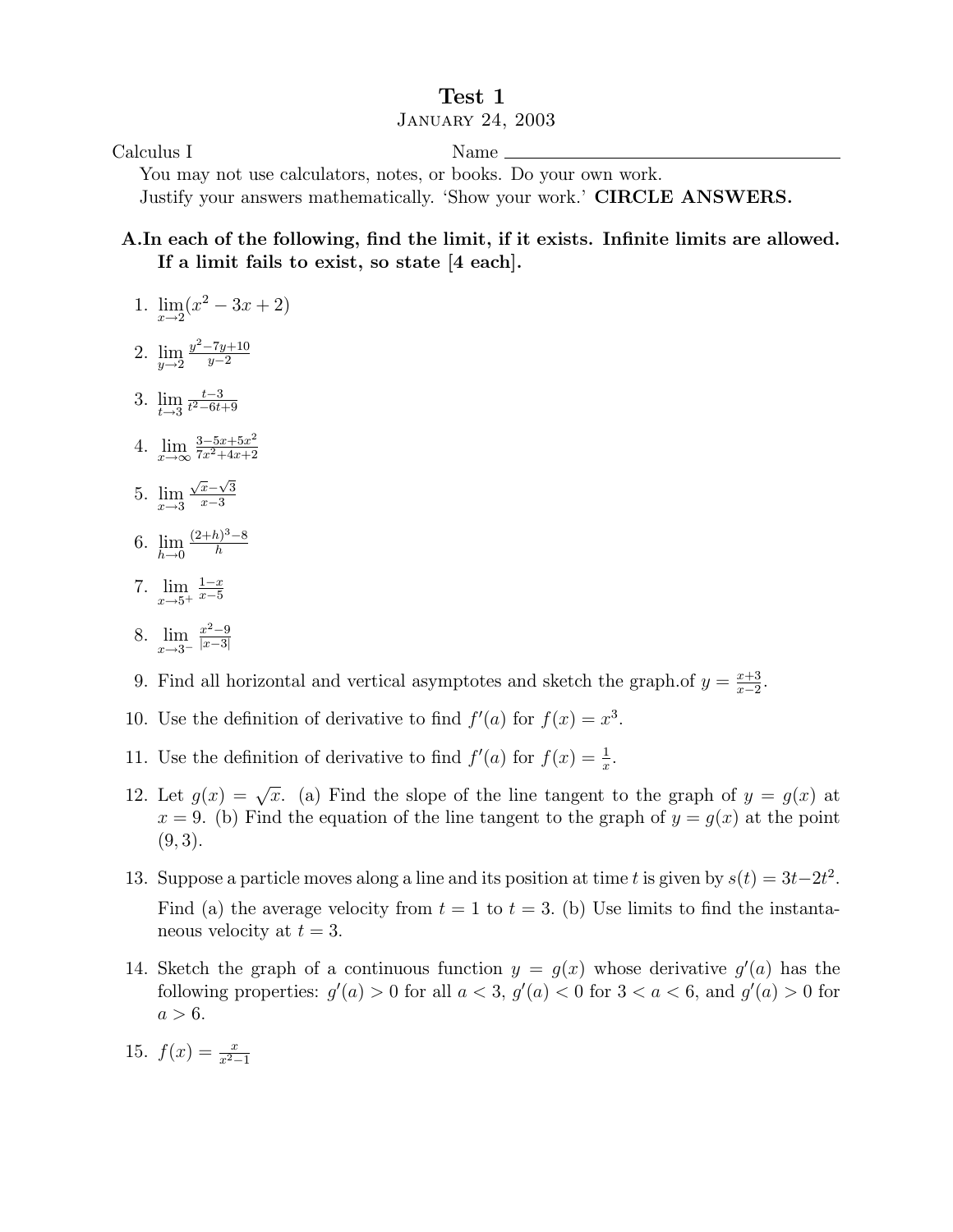# Test 1

January 24, 2003

Calculus I Name ____________________

You may not use calculators, notes, or books. Do your own work.
Justify your answers mathematically. 'Show your work.' **CIRCLE ANSWERS.**

**A. In each of the following, find the limit, if it exists. Infinite limits are allowed. If a limit fails to exist, so state [4 each].**

1. $\lim_{x \to 2}(x^2 - 3x + 2)$

2. $\lim_{y \to 2} \frac{y^2-7y+10}{y-2}$

3. $\lim_{t \to 3} \frac{t-3}{t^2-6t+9}$

4. $\lim_{x \to \infty} \frac{3-5x+5x^2}{7x^2+4x+2}$

5. $\lim_{x \to 3} \frac{\sqrt{x}-\sqrt{3}}{x-3}$

6. $\lim_{h \to 0} \frac{(2+h)^3-8}{h}$

7. $\lim_{x \to 5^+} \frac{1-x}{x-5}$

8. $\lim_{x \to 3^-} \frac{x^2-9}{|x-3|}$

9. Find all horizontal and vertical asymptotes and sketch the graph.of $y = \frac{x+3}{x-2}$.

10. Use the definition of derivative to find $f'(a)$ for $f(x) = x^3$.

11. Use the definition of derivative to find $f'(a)$ for $f(x) = \frac{1}{x}$.

12. Let $g(x) = \sqrt{x}$. (a) Find the slope of the line tangent to the graph of $y = g(x)$ at $x = 9$. (b) Find the equation of the line tangent to the graph of $y = g(x)$ at the point $(9, 3)$.

13. Suppose a particle moves along a line and its position at time $t$ is given by $s(t) = 3t - 2t^2$.

    Find (a) the average velocity from $t = 1$ to $t = 3$. (b) Use limits to find the instantaneous velocity at $t = 3$.

14. Sketch the graph of a continuous function $y = g(x)$ whose derivative $g'(a)$ has the following properties: $g'(a) > 0$ for all $a < 3$, $g'(a) < 0$ for $3 < a < 6$, and $g'(a) > 0$ for $a > 6$.

15. $f(x) = \frac{x}{x^2-1}$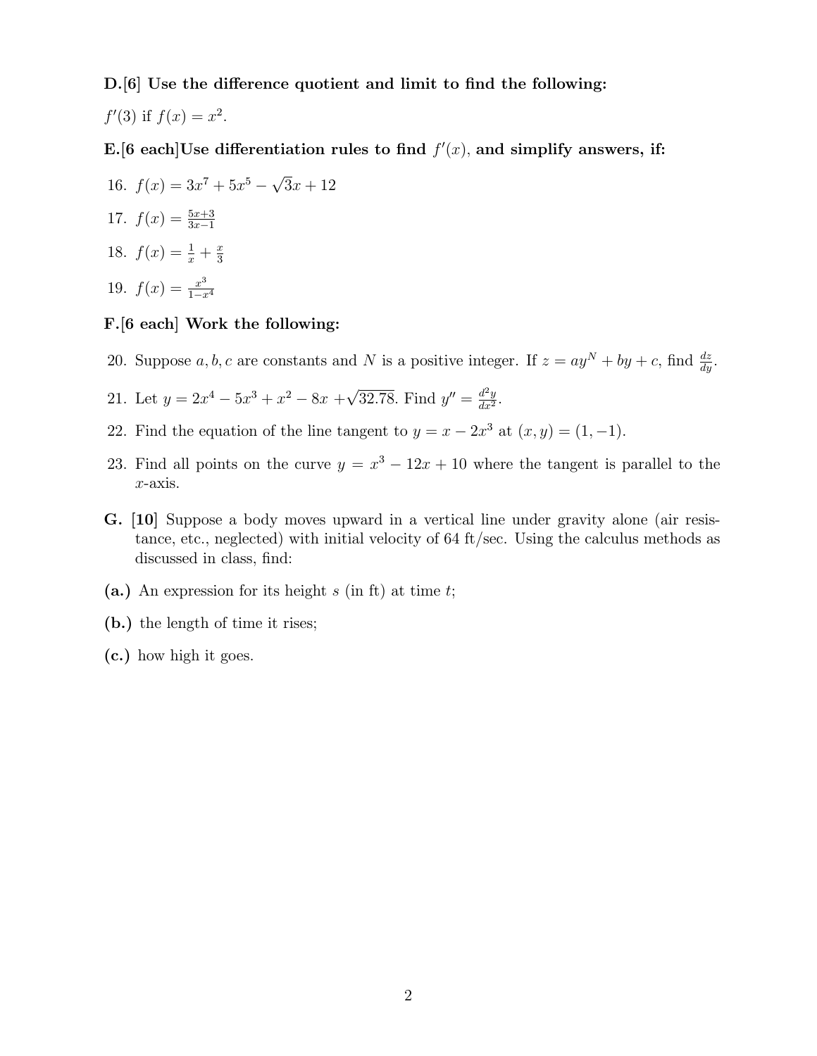**D.[6] Use the difference quotient and limit to find the following:**

$f'(3)$ if $f(x) = x^2$.

**E.[6 each]Use differentiation rules to find $f'(x)$, and simplify answers, if:**

16. $f(x) = 3x^7 + 5x^5 - \sqrt{3}x + 12$

17. $f(x) = \frac{5x+3}{3x-1}$

18. $f(x) = \frac{1}{x} + \frac{x}{3}$

19. $f(x) = \frac{x^3}{1-x^4}$

**F.[6 each] Work the following:**

20. Suppose $a, b, c$ are constants and $N$ is a positive integer. If $z = ay^N + by + c$, find $\frac{dz}{dy}$.

21. Let $y = 2x^4 - 5x^3 + x^2 - 8x + \sqrt{32.78}$. Find $y'' = \frac{d^2y}{dx^2}$.

22. Find the equation of the line tangent to $y = x - 2x^3$ at $(x, y) = (1, -1)$.

23. Find all points on the curve $y = x^3 - 12x + 10$ where the tangent is parallel to the $x$-axis.

**G. [10]** Suppose a body moves upward in a vertical line under gravity alone (air resistance, etc., neglected) with initial velocity of 64 ft/sec. Using the calculus methods as discussed in class, find:

**(a.)** An expression for its height $s$ (in ft) at time $t$;

**(b.)** the length of time it rises;

**(c.)** how high it goes.